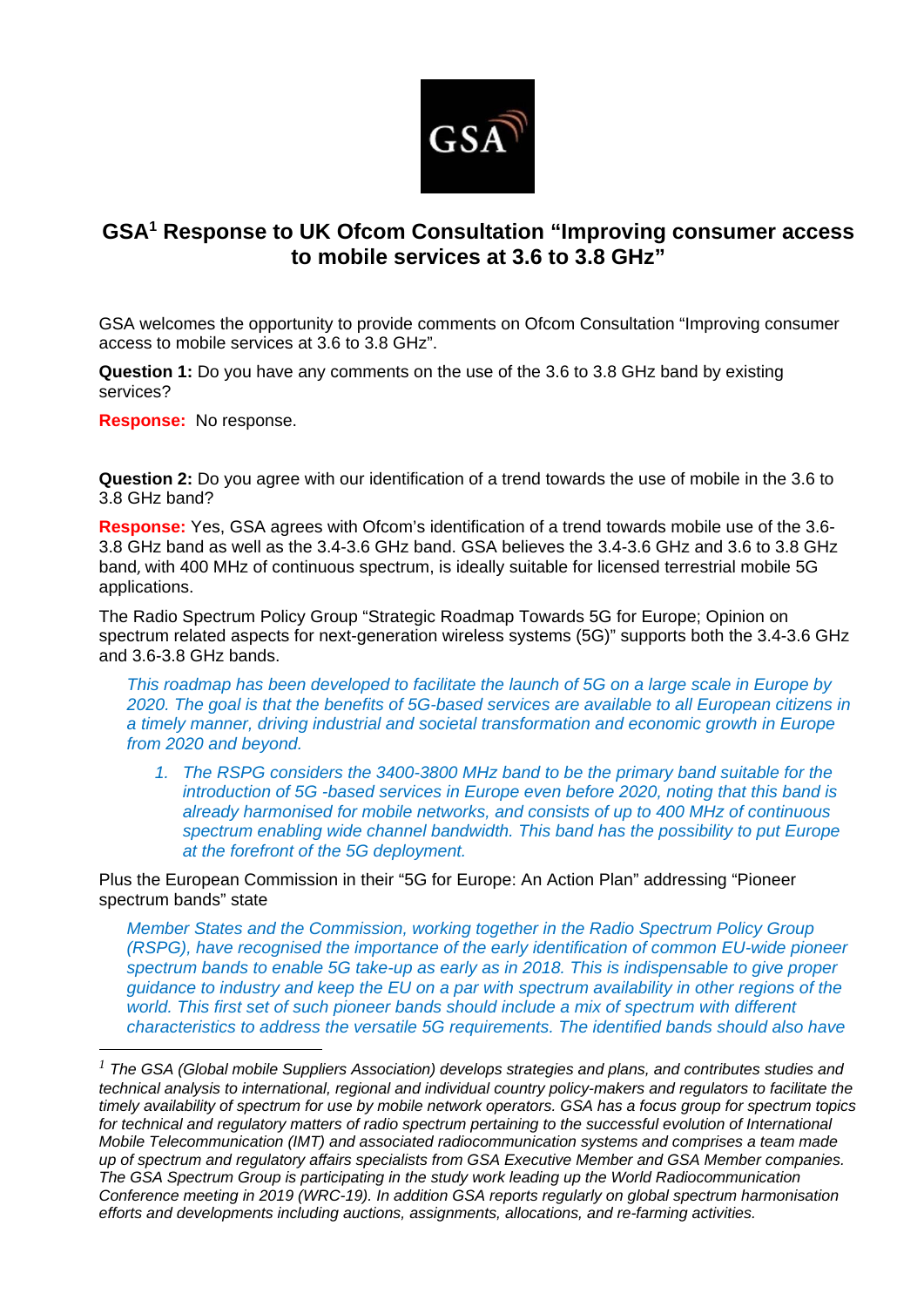# GSA[1] Response to UK Ofcom Consultation "Improving consumer access to mobile services at 3.6 to 3.8 GHz"

GSA welcomes the opportunity to provide comments on Ofcom Consultation "Improving consumer access to mobile services at 3.6 to 3.8 GHz".

**Question 1:** Do you have any comments on the use of the 3.6 to 3.8 GHz band by existing services?

**Response:** No response.

**Question 2:** Do you agree with our identification of a trend towards the use of mobile in the 3.6 to 3.8 GHz band?

**Response:** Yes, GSA agrees with Ofcom's identification of a trend towards mobile use of the 3.6-3.8 GHz band as well as the 3.4-3.6 GHz band. GSA believes the 3.4-3.6 GHz and 3.6 to 3.8 GHz band, with 400 MHz of continuous spectrum, is ideally suitable for licensed terrestrial mobile 5G applications.

The Radio Spectrum Policy Group "Strategic Roadmap Towards 5G for Europe; Opinion on spectrum related aspects for next-generation wireless systems (5G)" supports both the 3.4-3.6 GHz and 3.6-3.8 GHz bands.

> *This roadmap has been developed to facilitate the launch of 5G on a large scale in Europe by 2020. The goal is that the benefits of 5G-based services are available to all European citizens in a timely manner, driving industrial and societal transformation and economic growth in Europe from 2020 and beyond.*
>
> 1. *The RSPG considers the 3400-3800 MHz band to be the primary band suitable for the introduction of 5G -based services in Europe even before 2020, noting that this band is already harmonised for mobile networks, and consists of up to 400 MHz of continuous spectrum enabling wide channel bandwidth. This band has the possibility to put Europe at the forefront of the 5G deployment.*

Plus the European Commission in their "5G for Europe: An Action Plan" addressing "Pioneer spectrum bands" state

> *Member States and the Commission, working together in the Radio Spectrum Policy Group (RSPG), have recognised the importance of the early identification of common EU-wide pioneer spectrum bands to enable 5G take-up as early as in 2018. This is indispensable to give proper guidance to industry and keep the EU on a par with spectrum availability in other regions of the world. This first set of such pioneer bands should include a mix of spectrum with different characteristics to address the versatile 5G requirements. The identified bands should also have*

---

[1] *The GSA (Global mobile Suppliers Association) develops strategies and plans, and contributes studies and technical analysis to international, regional and individual country policy-makers and regulators to facilitate the timely availability of spectrum for use by mobile network operators. GSA has a focus group for spectrum topics for technical and regulatory matters of radio spectrum pertaining to the successful evolution of International Mobile Telecommunication (IMT) and associated radiocommunication systems and comprises a team made up of spectrum and regulatory affairs specialists from GSA Executive Member and GSA Member companies. The GSA Spectrum Group is participating in the study work leading up the World Radiocommunication Conference meeting in 2019 (WRC-19). In addition GSA reports regularly on global spectrum harmonisation efforts and developments including auctions, assignments, allocations, and re-farming activities.*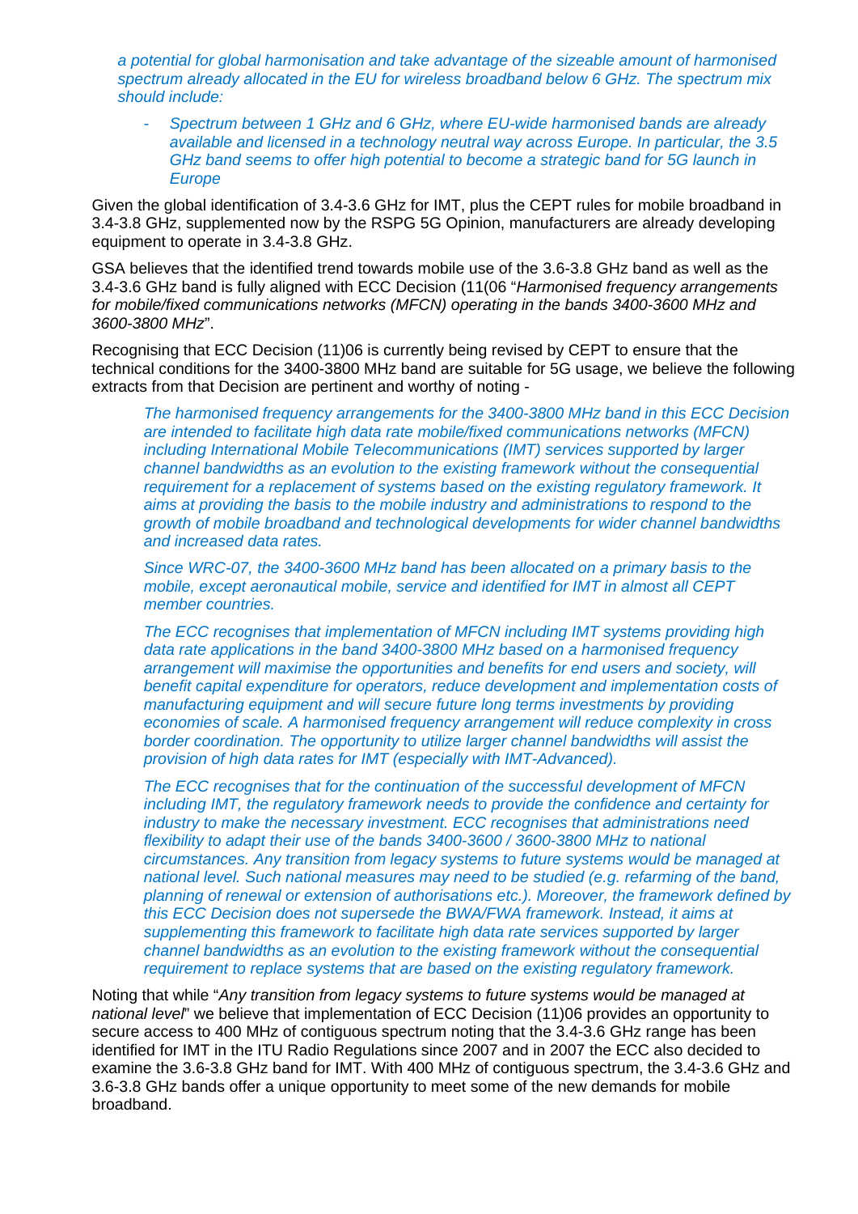*a potential for global harmonisation and take advantage of the sizeable amount of harmonised spectrum already allocated in the EU for wireless broadband below 6 GHz. The spectrum mix should include:*

- *Spectrum between 1 GHz and 6 GHz, where EU-wide harmonised bands are already available and licensed in a technology neutral way across Europe. In particular, the 3.5 GHz band seems to offer high potential to become a strategic band for 5G launch in Europe*

Given the global identification of 3.4-3.6 GHz for IMT, plus the CEPT rules for mobile broadband in 3.4-3.8 GHz, supplemented now by the RSPG 5G Opinion, manufacturers are already developing equipment to operate in 3.4-3.8 GHz.

GSA believes that the identified trend towards mobile use of the 3.6-3.8 GHz band as well as the 3.4-3.6 GHz band is fully aligned with ECC Decision (11(06 "*Harmonised frequency arrangements for mobile/fixed communications networks (MFCN) operating in the bands 3400-3600 MHz and 3600-3800 MHz*".

Recognising that ECC Decision (11)06 is currently being revised by CEPT to ensure that the technical conditions for the 3400-3800 MHz band are suitable for 5G usage, we believe the following extracts from that Decision are pertinent and worthy of noting -

> *The harmonised frequency arrangements for the 3400-3800 MHz band in this ECC Decision are intended to facilitate high data rate mobile/fixed communications networks (MFCN) including International Mobile Telecommunications (IMT) services supported by larger channel bandwidths as an evolution to the existing framework without the consequential requirement for a replacement of systems based on the existing regulatory framework. It aims at providing the basis to the mobile industry and administrations to respond to the growth of mobile broadband and technological developments for wider channel bandwidths and increased data rates.*
>
> *Since WRC-07, the 3400-3600 MHz band has been allocated on a primary basis to the mobile, except aeronautical mobile, service and identified for IMT in almost all CEPT member countries.*
>
> *The ECC recognises that implementation of MFCN including IMT systems providing high data rate applications in the band 3400-3800 MHz based on a harmonised frequency arrangement will maximise the opportunities and benefits for end users and society, will benefit capital expenditure for operators, reduce development and implementation costs of manufacturing equipment and will secure future long terms investments by providing economies of scale. A harmonised frequency arrangement will reduce complexity in cross border coordination. The opportunity to utilize larger channel bandwidths will assist the provision of high data rates for IMT (especially with IMT-Advanced).*
>
> *The ECC recognises that for the continuation of the successful development of MFCN including IMT, the regulatory framework needs to provide the confidence and certainty for industry to make the necessary investment. ECC recognises that administrations need flexibility to adapt their use of the bands 3400-3600 / 3600-3800 MHz to national circumstances. Any transition from legacy systems to future systems would be managed at national level. Such national measures may need to be studied (e.g. refarming of the band, planning of renewal or extension of authorisations etc.). Moreover, the framework defined by this ECC Decision does not supersede the BWA/FWA framework. Instead, it aims at supplementing this framework to facilitate high data rate services supported by larger channel bandwidths as an evolution to the existing framework without the consequential requirement to replace systems that are based on the existing regulatory framework.*

Noting that while "*Any transition from legacy systems to future systems would be managed at national level*" we believe that implementation of ECC Decision (11)06 provides an opportunity to secure access to 400 MHz of contiguous spectrum noting that the 3.4-3.6 GHz range has been identified for IMT in the ITU Radio Regulations since 2007 and in 2007 the ECC also decided to examine the 3.6-3.8 GHz band for IMT. With 400 MHz of contiguous spectrum, the 3.4-3.6 GHz and 3.6-3.8 GHz bands offer a unique opportunity to meet some of the new demands for mobile broadband.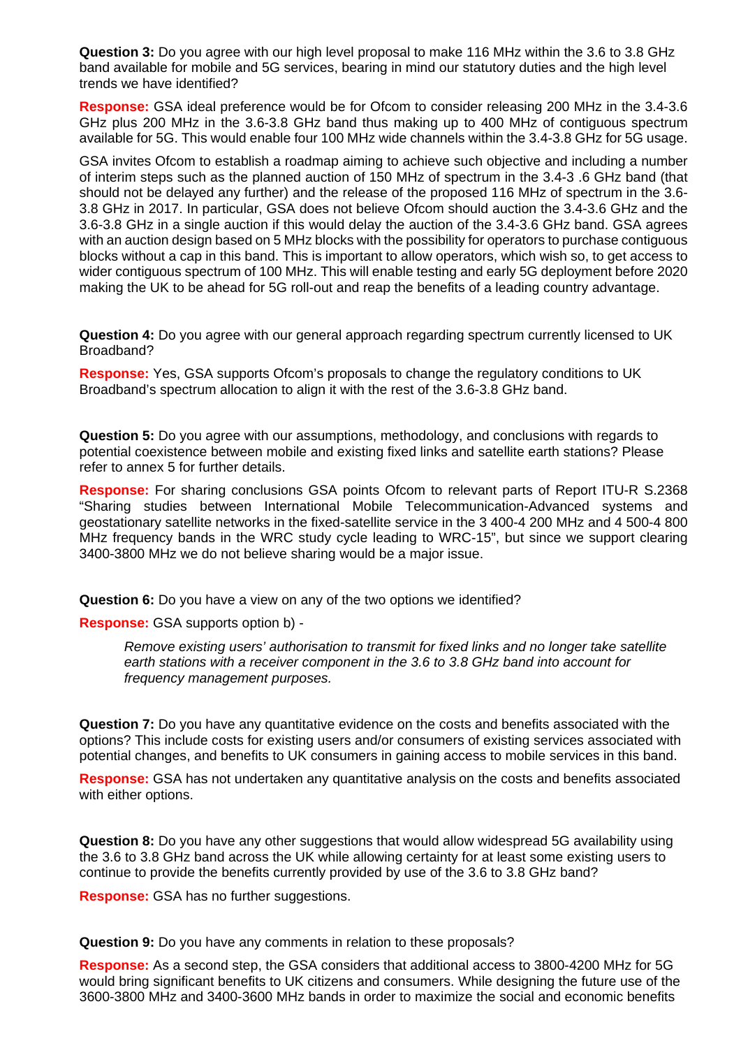**Question 3:** Do you agree with our high level proposal to make 116 MHz within the 3.6 to 3.8 GHz band available for mobile and 5G services, bearing in mind our statutory duties and the high level trends we have identified?

**Response:** GSA ideal preference would be for Ofcom to consider releasing 200 MHz in the 3.4-3.6 GHz plus 200 MHz in the 3.6-3.8 GHz band thus making up to 400 MHz of contiguous spectrum available for 5G. This would enable four 100 MHz wide channels within the 3.4-3.8 GHz for 5G usage.

GSA invites Ofcom to establish a roadmap aiming to achieve such objective and including a number of interim steps such as the planned auction of 150 MHz of spectrum in the 3.4-3 .6 GHz band (that should not be delayed any further) and the release of the proposed 116 MHz of spectrum in the 3.6-3.8 GHz in 2017. In particular, GSA does not believe Ofcom should auction the 3.4-3.6 GHz and the 3.6-3.8 GHz in a single auction if this would delay the auction of the 3.4-3.6 GHz band. GSA agrees with an auction design based on 5 MHz blocks with the possibility for operators to purchase contiguous blocks without a cap in this band. This is important to allow operators, which wish so, to get access to wider contiguous spectrum of 100 MHz. This will enable testing and early 5G deployment before 2020 making the UK to be ahead for 5G roll-out and reap the benefits of a leading country advantage.

**Question 4:** Do you agree with our general approach regarding spectrum currently licensed to UK Broadband?

**Response:** Yes, GSA supports Ofcom's proposals to change the regulatory conditions to UK Broadband's spectrum allocation to align it with the rest of the 3.6-3.8 GHz band.

**Question 5:** Do you agree with our assumptions, methodology, and conclusions with regards to potential coexistence between mobile and existing fixed links and satellite earth stations? Please refer to annex 5 for further details.

**Response:** For sharing conclusions GSA points Ofcom to relevant parts of Report ITU-R S.2368 "Sharing studies between International Mobile Telecommunication-Advanced systems and geostationary satellite networks in the fixed-satellite service in the 3 400-4 200 MHz and 4 500-4 800 MHz frequency bands in the WRC study cycle leading to WRC-15", but since we support clearing 3400-3800 MHz we do not believe sharing would be a major issue.

**Question 6:** Do you have a view on any of the two options we identified?

**Response:** GSA supports option b) -

> *Remove existing users' authorisation to transmit for fixed links and no longer take satellite earth stations with a receiver component in the 3.6 to 3.8 GHz band into account for frequency management purposes.*

**Question 7:** Do you have any quantitative evidence on the costs and benefits associated with the options? This include costs for existing users and/or consumers of existing services associated with potential changes, and benefits to UK consumers in gaining access to mobile services in this band.

**Response:** GSA has not undertaken any quantitative analysis on the costs and benefits associated with either options.

**Question 8:** Do you have any other suggestions that would allow widespread 5G availability using the 3.6 to 3.8 GHz band across the UK while allowing certainty for at least some existing users to continue to provide the benefits currently provided by use of the 3.6 to 3.8 GHz band?

**Response:** GSA has no further suggestions.

**Question 9:** Do you have any comments in relation to these proposals?

**Response:** As a second step, the GSA considers that additional access to 3800-4200 MHz for 5G would bring significant benefits to UK citizens and consumers. While designing the future use of the 3600-3800 MHz and 3400-3600 MHz bands in order to maximize the social and economic benefits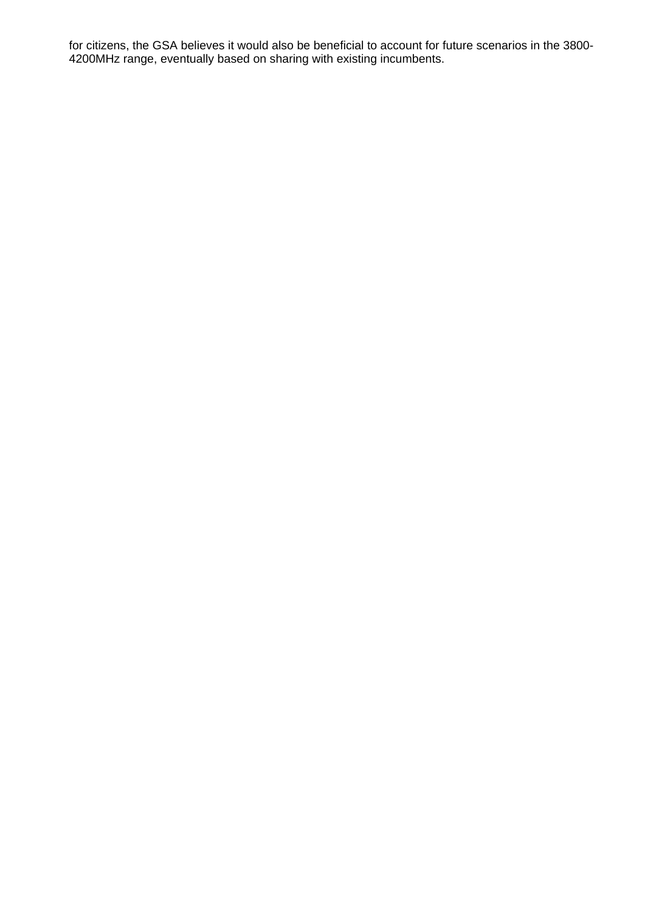for citizens, the GSA believes it would also be beneficial to account for future scenarios in the 3800-4200MHz range, eventually based on sharing with existing incumbents.